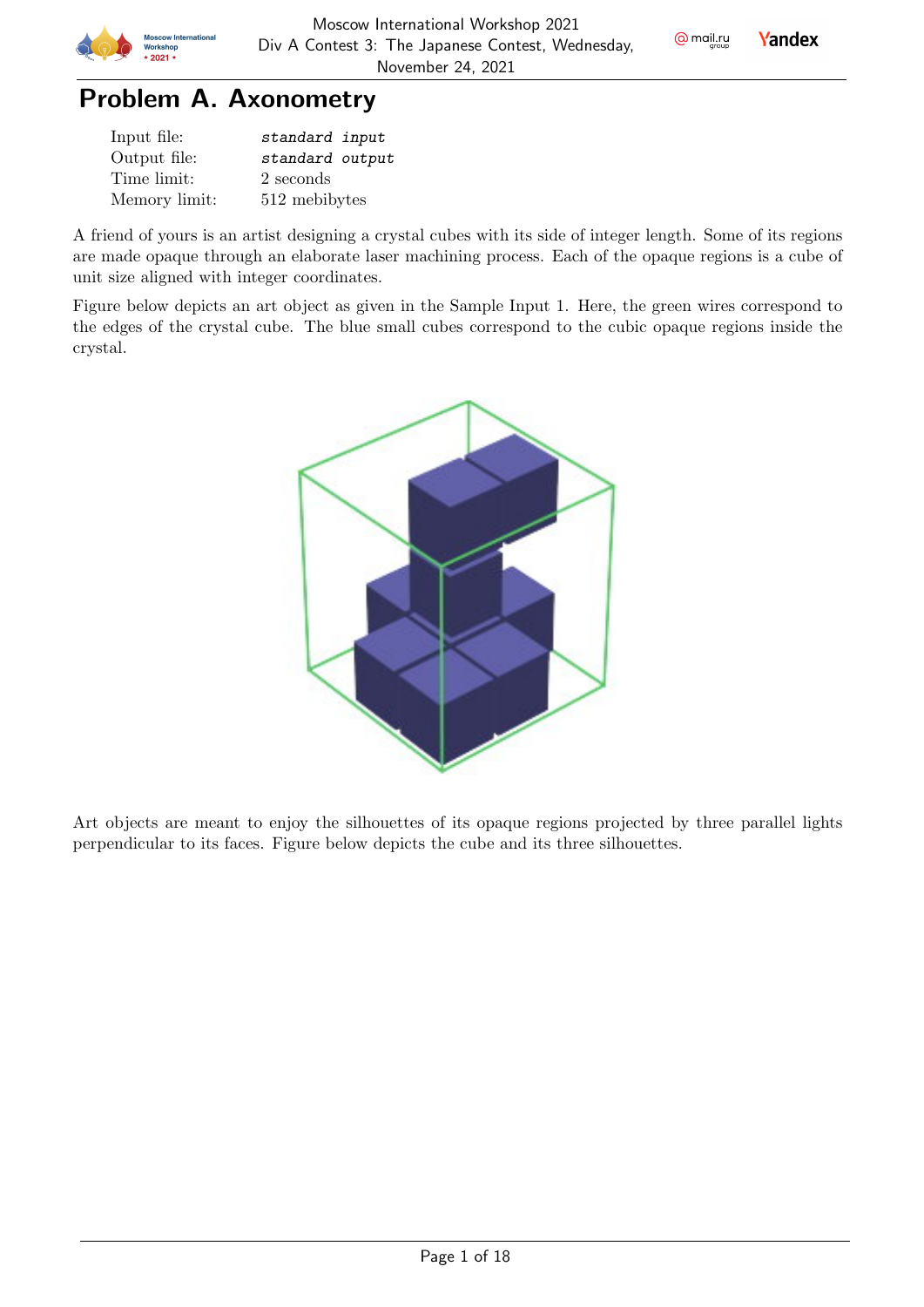# Problem A. Axonometry

| | |
|---|---|
| Input file: | *standard input* |
| Output file: | *standard output* |
| Time limit: | 2 seconds |
| Memory limit: | 512 mebibytes |

A friend of yours is an artist designing a crystal cubes with its side of integer length. Some of its regions are made opaque through an elaborate laser machining process. Each of the opaque regions is a cube of unit size aligned with integer coordinates.

Figure below depicts an art object as given in the Sample Input 1. Here, the green wires correspond to the edges of the crystal cube. The blue small cubes correspond to the cubic opaque regions inside the crystal.

Art objects are meant to enjoy the silhouettes of its opaque regions projected by three parallel lights perpendicular to its faces. Figure below depicts the cube and its three silhouettes.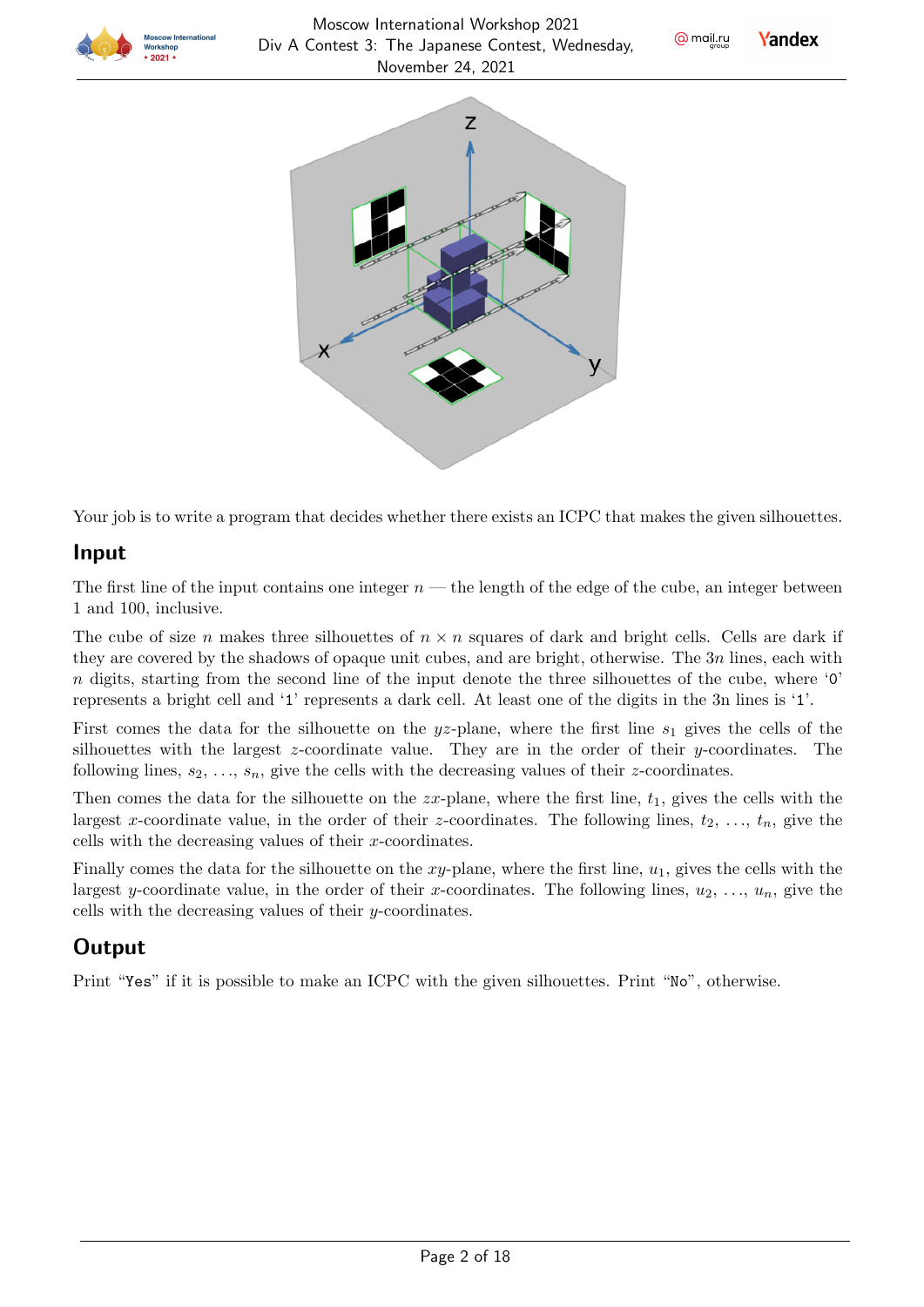Your job is to write a program that decides whether there exists an ICPC that makes the given silhouettes.

## Input

The first line of the input contains one integer $n$ — the length of the edge of the cube, an integer between 1 and 100, inclusive.

The cube of size $n$ makes three silhouettes of $n \times n$ squares of dark and bright cells. Cells are dark if they are covered by the shadows of opaque unit cubes, and are bright, otherwise. The $3n$ lines, each with $n$ digits, starting from the second line of the input denote the three silhouettes of the cube, where '0' represents a bright cell and '1' represents a dark cell. At least one of the digits in the 3n lines is '1'.

First comes the data for the silhouette on the $yz$-plane, where the first line $s_1$ gives the cells of the silhouettes with the largest $z$-coordinate value. They are in the order of their $y$-coordinates. The following lines, $s_2, \ldots, s_n$, give the cells with the decreasing values of their $z$-coordinates.

Then comes the data for the silhouette on the $zx$-plane, where the first line, $t_1$, gives the cells with the largest $x$-coordinate value, in the order of their $z$-coordinates. The following lines, $t_2, \ldots, t_n$, give the cells with the decreasing values of their $x$-coordinates.

Finally comes the data for the silhouette on the $xy$-plane, where the first line, $u_1$, gives the cells with the largest $y$-coordinate value, in the order of their $x$-coordinates. The following lines, $u_2, \ldots, u_n$, give the cells with the decreasing values of their $y$-coordinates.

## Output

Print "Yes" if it is possible to make an ICPC with the given silhouettes. Print "No", otherwise.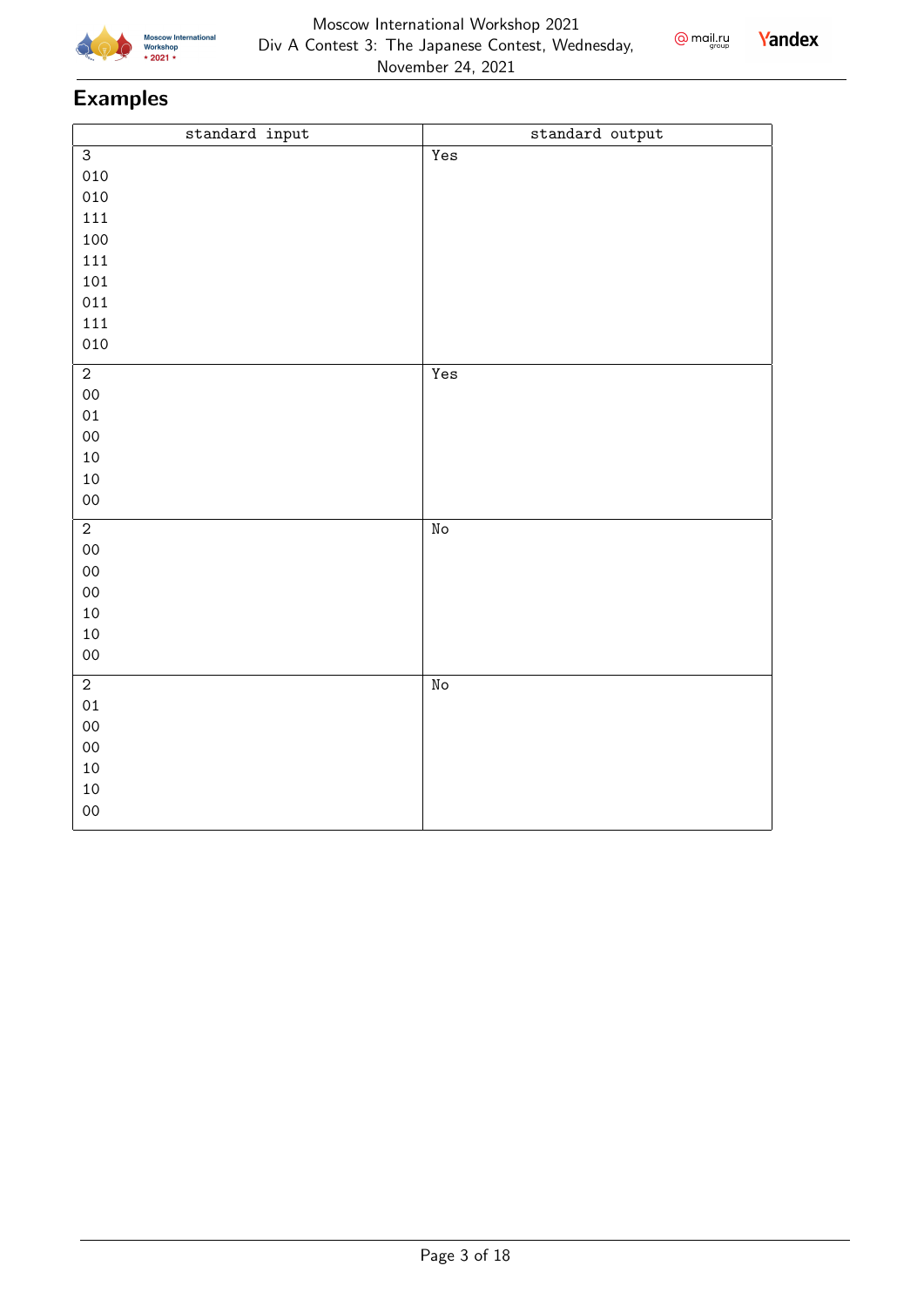## Examples

| standard input | standard output |
|---|---|
| 3<br>010<br>010<br>111<br>100<br>111<br>101<br>011<br>111<br>010 | Yes |
| 2<br>00<br>01<br>00<br>10<br>10<br>00 | Yes |
| 2<br>00<br>00<br>00<br>10<br>10<br>00 | No |
| 2<br>01<br>00<br>00<br>10<br>10<br>00 | No |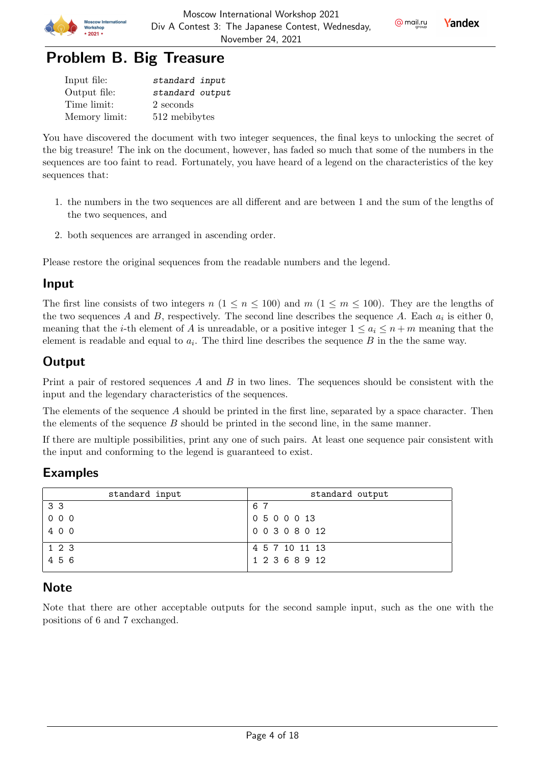# Problem B. Big Treasure

| | |
|---|---|
| Input file: | *standard input* |
| Output file: | *standard output* |
| Time limit: | 2 seconds |
| Memory limit: | 512 mebibytes |

You have discovered the document with two integer sequences, the final keys to unlocking the secret of the big treasure! The ink on the document, however, has faded so much that some of the numbers in the sequences are too faint to read. Fortunately, you have heard of a legend on the characteristics of the key sequences that:

1. the numbers in the two sequences are all different and are between 1 and the sum of the lengths of the two sequences, and
2. both sequences are arranged in ascending order.

Please restore the original sequences from the readable numbers and the legend.

## Input

The first line consists of two integers $n$ ($1 \le n \le 100$) and $m$ ($1 \le m \le 100$). They are the lengths of the two sequences $A$ and $B$, respectively. The second line describes the sequence $A$. Each $a_i$ is either 0, meaning that the $i$-th element of $A$ is unreadable, or a positive integer $1 \le a_i \le n + m$ meaning that the element is readable and equal to $a_i$. The third line describes the sequence $B$ in the the same way.

## Output

Print a pair of restored sequences $A$ and $B$ in two lines. The sequences should be consistent with the input and the legendary characteristics of the sequences.

The elements of the sequence $A$ should be printed in the first line, separated by a space character. Then the elements of the sequence $B$ should be printed in the second line, in the same manner.

If there are multiple possibilities, print any one of such pairs. At least one sequence pair consistent with the input and conforming to the legend is guaranteed to exist.

## Examples

| standard input | standard output |
|---|---|
| 3 3<br>0 0 0<br>4 0 0 | 1 2 3<br>4 5 6 |
| 6 7<br>0 5 0 0 0 13<br>0 0 3 0 8 0 12 | 4 5 7 10 11 13<br>1 2 3 6 8 9 12 |

## Note

Note that there are other acceptable outputs for the second sample input, such as the one with the positions of 6 and 7 exchanged.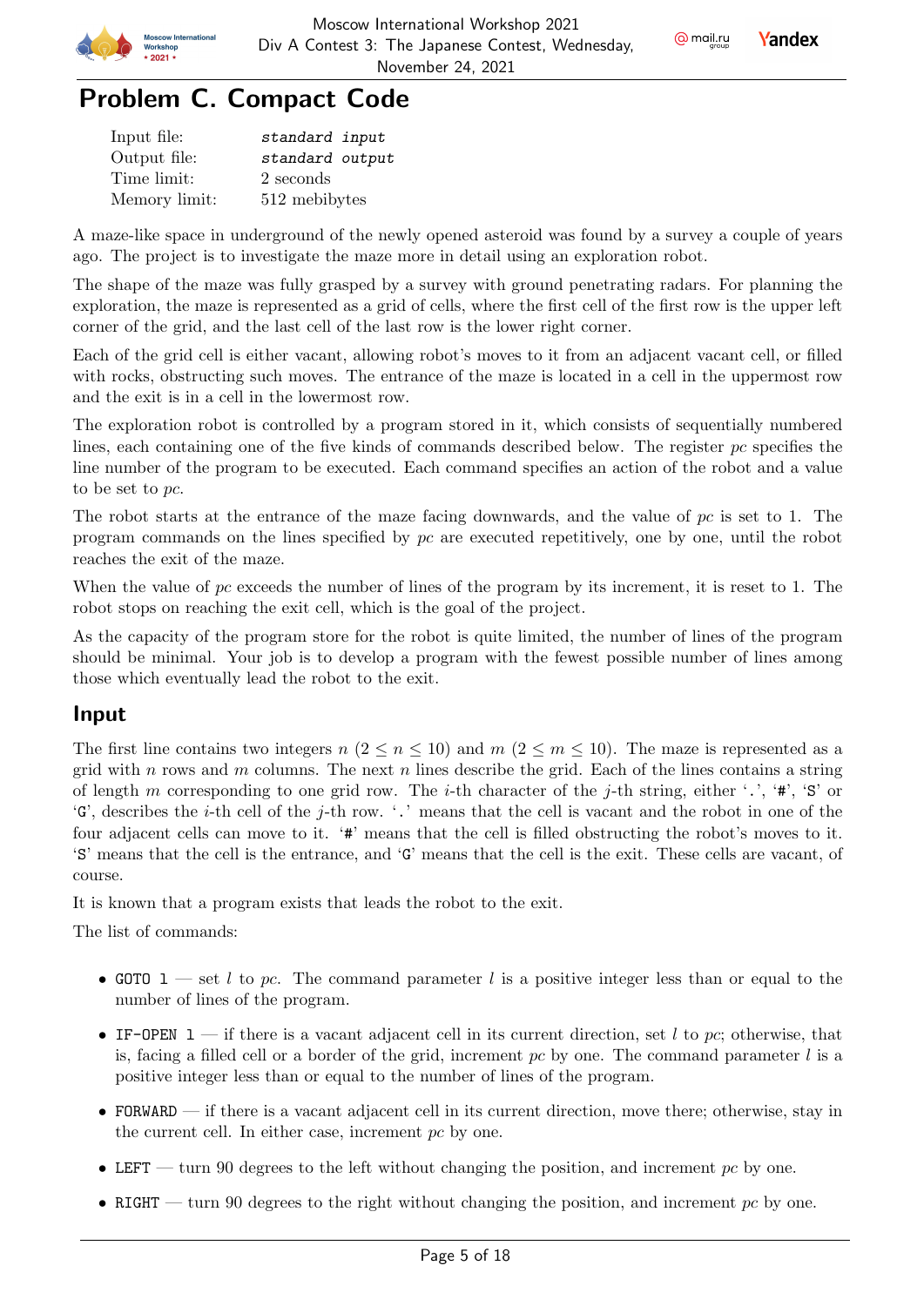# Problem C. Compact Code

| | |
|---|---|
| Input file: | *standard input* |
| Output file: | *standard output* |
| Time limit: | 2 seconds |
| Memory limit: | 512 mebibytes |

A maze-like space in underground of the newly opened asteroid was found by a survey a couple of years ago. The project is to investigate the maze more in detail using an exploration robot.

The shape of the maze was fully grasped by a survey with ground penetrating radars. For planning the exploration, the maze is represented as a grid of cells, where the first cell of the first row is the upper left corner of the grid, and the last cell of the last row is the lower right corner.

Each of the grid cell is either vacant, allowing robot's moves to it from an adjacent vacant cell, or filled with rocks, obstructing such moves. The entrance of the maze is located in a cell in the uppermost row and the exit is in a cell in the lowermost row.

The exploration robot is controlled by a program stored in it, which consists of sequentially numbered lines, each containing one of the five kinds of commands described below. The register *pc* specifies the line number of the program to be executed. Each command specifies an action of the robot and a value to be set to *pc*.

The robot starts at the entrance of the maze facing downwards, and the value of *pc* is set to 1. The program commands on the lines specified by *pc* are executed repetitively, one by one, until the robot reaches the exit of the maze.

When the value of *pc* exceeds the number of lines of the program by its increment, it is reset to 1. The robot stops on reaching the exit cell, which is the goal of the project.

As the capacity of the program store for the robot is quite limited, the number of lines of the program should be minimal. Your job is to develop a program with the fewest possible number of lines among those which eventually lead the robot to the exit.

## Input

The first line contains two integers $n$ ($2 \leq n \leq 10$) and $m$ ($2 \leq m \leq 10$). The maze is represented as a grid with $n$ rows and $m$ columns. The next $n$ lines describe the grid. Each of the lines contains a string of length $m$ corresponding to one grid row. The $i$-th character of the $j$-th string, either '.', '#', 'S' or 'G', describes the $i$-th cell of the $j$-th row. '.' means that the cell is vacant and the robot in one of the four adjacent cells can move to it. '#' means that the cell is filled obstructing the robot's moves to it. 'S' means that the cell is the entrance, and 'G' means that the cell is the exit. These cells are vacant, of course.

It is known that a program exists that leads the robot to the exit.

The list of commands:

- `GOTO l` — set $l$ to *pc*. The command parameter $l$ is a positive integer less than or equal to the number of lines of the program.
- `IF-OPEN l` — if there is a vacant adjacent cell in its current direction, set $l$ to *pc*; otherwise, that is, facing a filled cell or a border of the grid, increment *pc* by one. The command parameter $l$ is a positive integer less than or equal to the number of lines of the program.
- `FORWARD` — if there is a vacant adjacent cell in its current direction, move there; otherwise, stay in the current cell. In either case, increment *pc* by one.
- `LEFT` — turn 90 degrees to the left without changing the position, and increment *pc* by one.
- `RIGHT` — turn 90 degrees to the right without changing the position, and increment *pc* by one.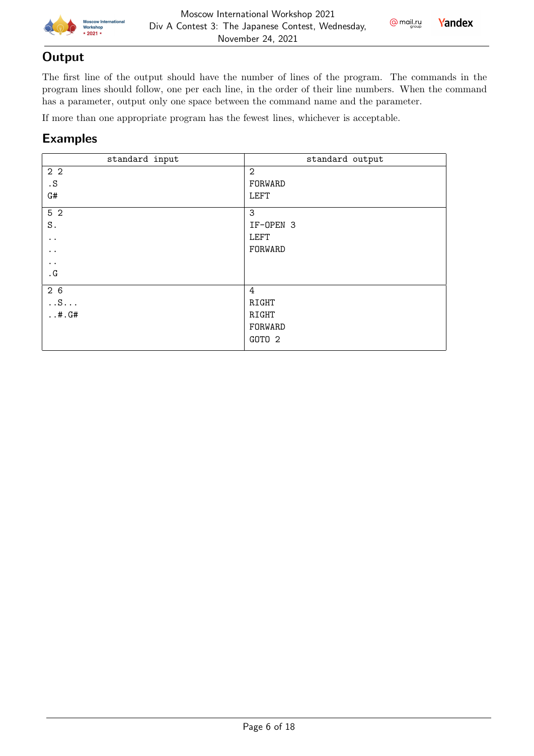## Output

The first line of the output should have the number of lines of the program. The commands in the program lines should follow, one per each line, in the order of their line numbers. When the command has a parameter, output only one space between the command name and the parameter.

If more than one appropriate program has the fewest lines, whichever is acceptable.

## Examples

| standard input | standard output |
|---|---|
| <pre>2 2<br>.S<br>G#</pre> | <pre>2<br>FORWARD<br>LEFT</pre> |
| <pre>5 2<br>S.<br>..<br>..<br>..<br>.G</pre> | <pre>3<br>IF-OPEN 3<br>LEFT<br>FORWARD</pre> |
| <pre>2 6<br>..S...<br>..#.G#</pre> | <pre>4<br>RIGHT<br>RIGHT<br>FORWARD<br>GOTO 2</pre> |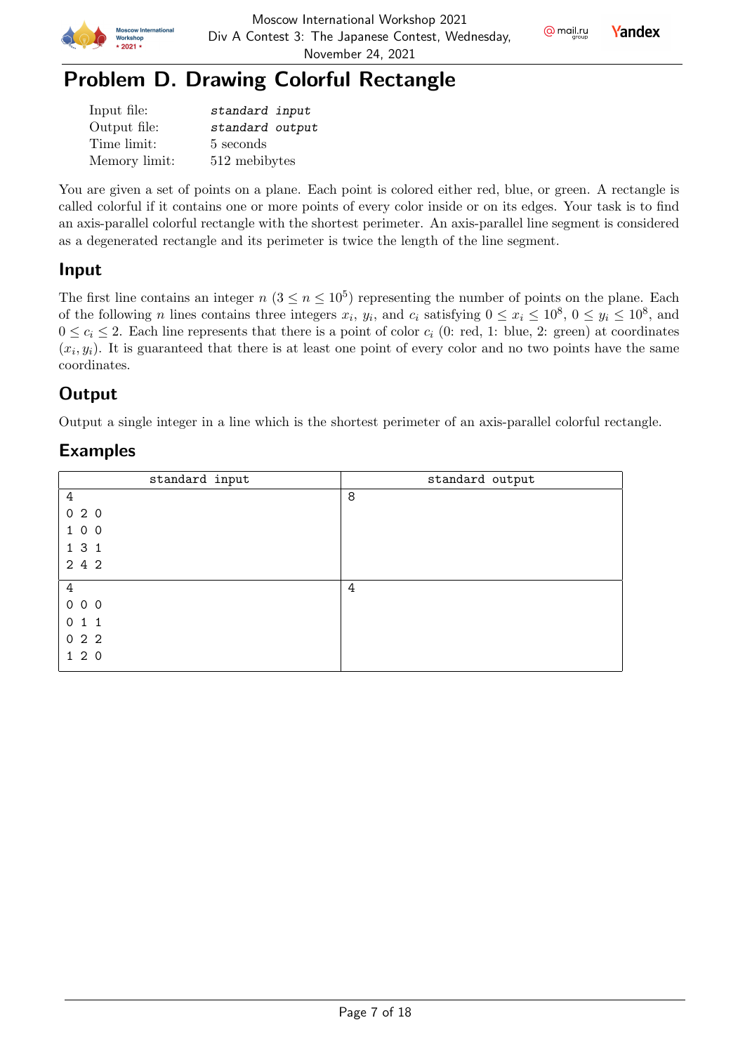# Problem D. Drawing Colorful Rectangle

| | |
|---|---|
| Input file: | *standard input* |
| Output file: | *standard output* |
| Time limit: | 5 seconds |
| Memory limit: | 512 mebibytes |

You are given a set of points on a plane. Each point is colored either red, blue, or green. A rectangle is called colorful if it contains one or more points of every color inside or on its edges. Your task is to find an axis-parallel colorful rectangle with the shortest perimeter. An axis-parallel line segment is considered as a degenerated rectangle and its perimeter is twice the length of the line segment.

## Input

The first line contains an integer $n$ ($3 \le n \le 10^5$) representing the number of points on the plane. Each of the following $n$ lines contains three integers $x_i$, $y_i$, and $c_i$ satisfying $0 \le x_i \le 10^8$, $0 \le y_i \le 10^8$, and $0 \le c_i \le 2$. Each line represents that there is a point of color $c_i$ (0: red, 1: blue, 2: green) at coordinates $(x_i, y_i)$. It is guaranteed that there is at least one point of every color and no two points have the same coordinates.

## Output

Output a single integer in a line which is the shortest perimeter of an axis-parallel colorful rectangle.

## Examples

| standard input | standard output |
|---|---|
| 4<br>0 2 0<br>1 0 0<br>1 3 1<br>2 4 2 | 8 |
| 4<br>0 0 0<br>0 1 1<br>0 2 2<br>1 2 0 | 4 |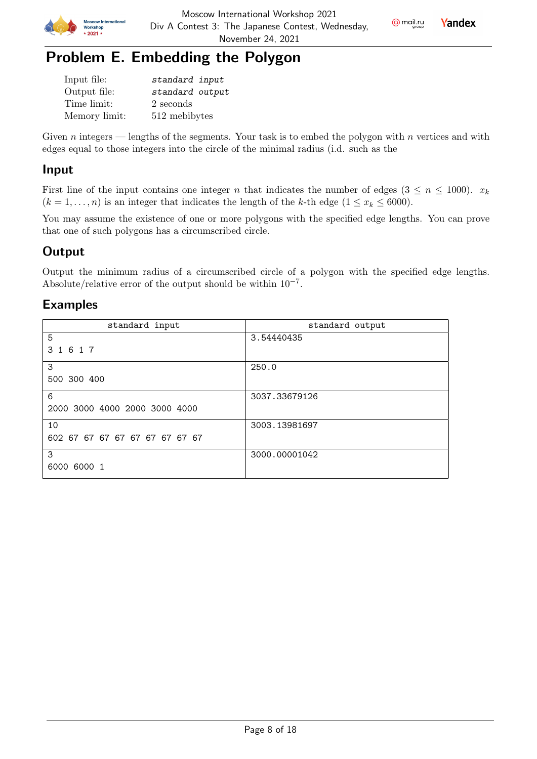# Problem E. Embedding the Polygon

| | |
|---|---|
| Input file: | *standard input* |
| Output file: | *standard output* |
| Time limit: | 2 seconds |
| Memory limit: | 512 mebibytes |

Given $n$ integers — lengths of the segments. Your task is to embed the polygon with $n$ vertices and with edges equal to those integers into the circle of the minimal radius (i.d. such as the

## Input

First line of the input contains one integer $n$ that indicates the number of edges ($3 \le n \le 1000$). $x_k$ ($k = 1, \ldots, n$) is an integer that indicates the length of the $k$-th edge ($1 \le x_k \le 6000$).

You may assume the existence of one or more polygons with the specified edge lengths. You can prove that one of such polygons has a circumscribed circle.

## Output

Output the minimum radius of a circumscribed circle of a polygon with the specified edge lengths. Absolute/relative error of the output should be within $10^{-7}$.

## Examples

| standard input | standard output |
|---|---|
| 5<br>3 1 6 1 7 | 3.54440435 |
| 3<br>500 300 400 | 250.0 |
| 6<br>2000 3000 4000 2000 3000 4000 | 3037.33679126 |
| 10<br>602 67 67 67 67 67 67 67 67 67 | 3003.13981697 |
| 3<br>6000 6000 1 | 3000.00001042 |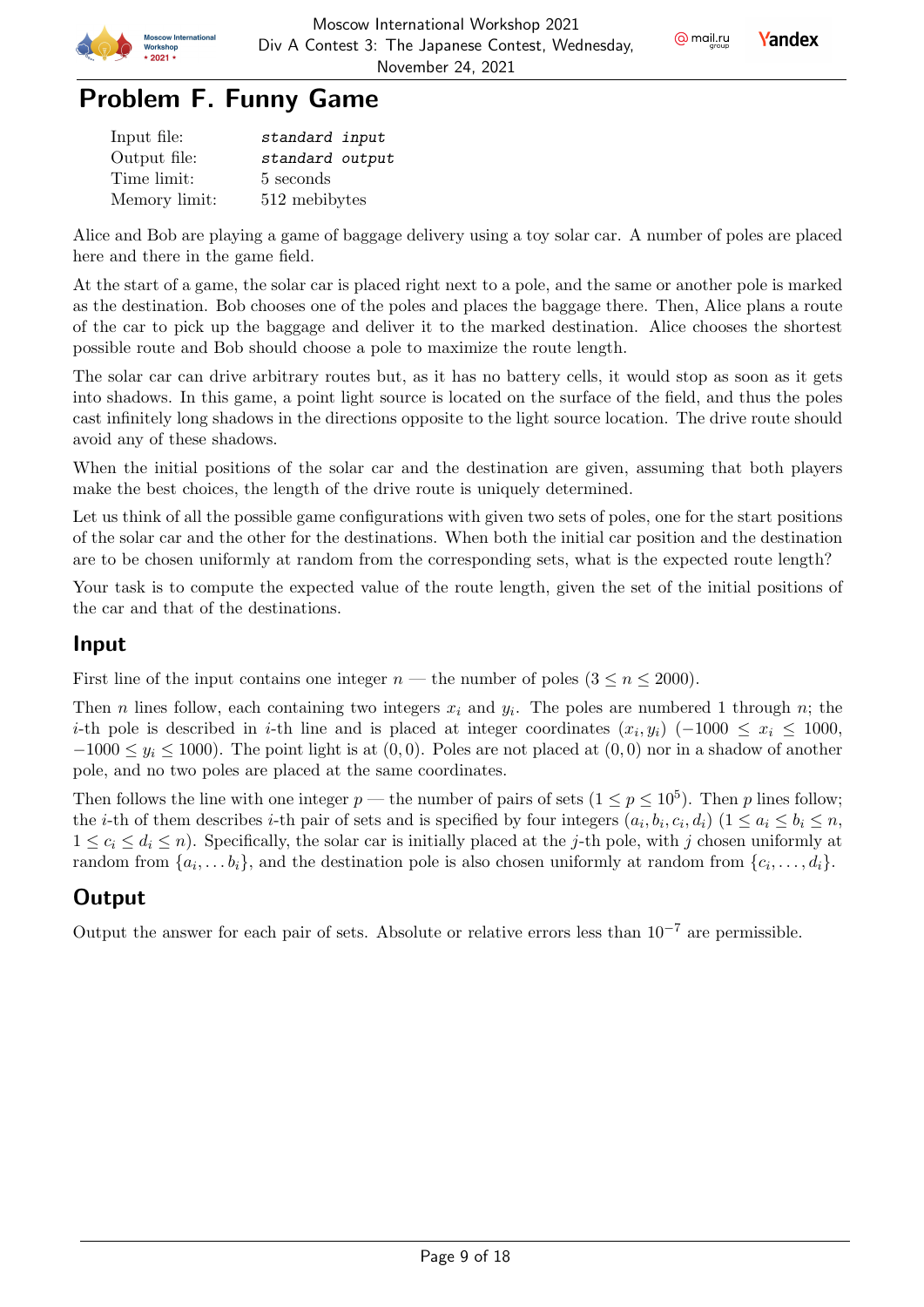# Problem F. Funny Game

| | |
|---|---|
| Input file: | *standard input* |
| Output file: | *standard output* |
| Time limit: | 5 seconds |
| Memory limit: | 512 mebibytes |

Alice and Bob are playing a game of baggage delivery using a toy solar car. A number of poles are placed here and there in the game field.

At the start of a game, the solar car is placed right next to a pole, and the same or another pole is marked as the destination. Bob chooses one of the poles and places the baggage there. Then, Alice plans a route of the car to pick up the baggage and deliver it to the marked destination. Alice chooses the shortest possible route and Bob should choose a pole to maximize the route length.

The solar car can drive arbitrary routes but, as it has no battery cells, it would stop as soon as it gets into shadows. In this game, a point light source is located on the surface of the field, and thus the poles cast infinitely long shadows in the directions opposite to the light source location. The drive route should avoid any of these shadows.

When the initial positions of the solar car and the destination are given, assuming that both players make the best choices, the length of the drive route is uniquely determined.

Let us think of all the possible game configurations with given two sets of poles, one for the start positions of the solar car and the other for the destinations. When both the initial car position and the destination are to be chosen uniformly at random from the corresponding sets, what is the expected route length?

Your task is to compute the expected value of the route length, given the set of the initial positions of the car and that of the destinations.

## Input

First line of the input contains one integer $n$ — the number of poles ($3 \le n \le 2000$).

Then $n$ lines follow, each containing two integers $x_i$ and $y_i$. The poles are numbered 1 through $n$; the $i$-th pole is described in $i$-th line and is placed at integer coordinates $(x_i, y_i)$ ($-1000 \le x_i \le 1000$, $-1000 \le y_i \le 1000$). The point light is at $(0, 0)$. Poles are not placed at $(0, 0)$ nor in a shadow of another pole, and no two poles are placed at the same coordinates.

Then follows the line with one integer $p$ — the number of pairs of sets ($1 \le p \le 10^5$). Then $p$ lines follow; the $i$-th of them describes $i$-th pair of sets and is specified by four integers $(a_i, b_i, c_i, d_i)$ ($1 \le a_i \le b_i \le n$, $1 \le c_i \le d_i \le n$). Specifically, the solar car is initially placed at the $j$-th pole, with $j$ chosen uniformly at random from $\{a_i, \ldots b_i\}$, and the destination pole is also chosen uniformly at random from $\{c_i, \ldots, d_i\}$.

## Output

Output the answer for each pair of sets. Absolute or relative errors less than $10^{-7}$ are permissible.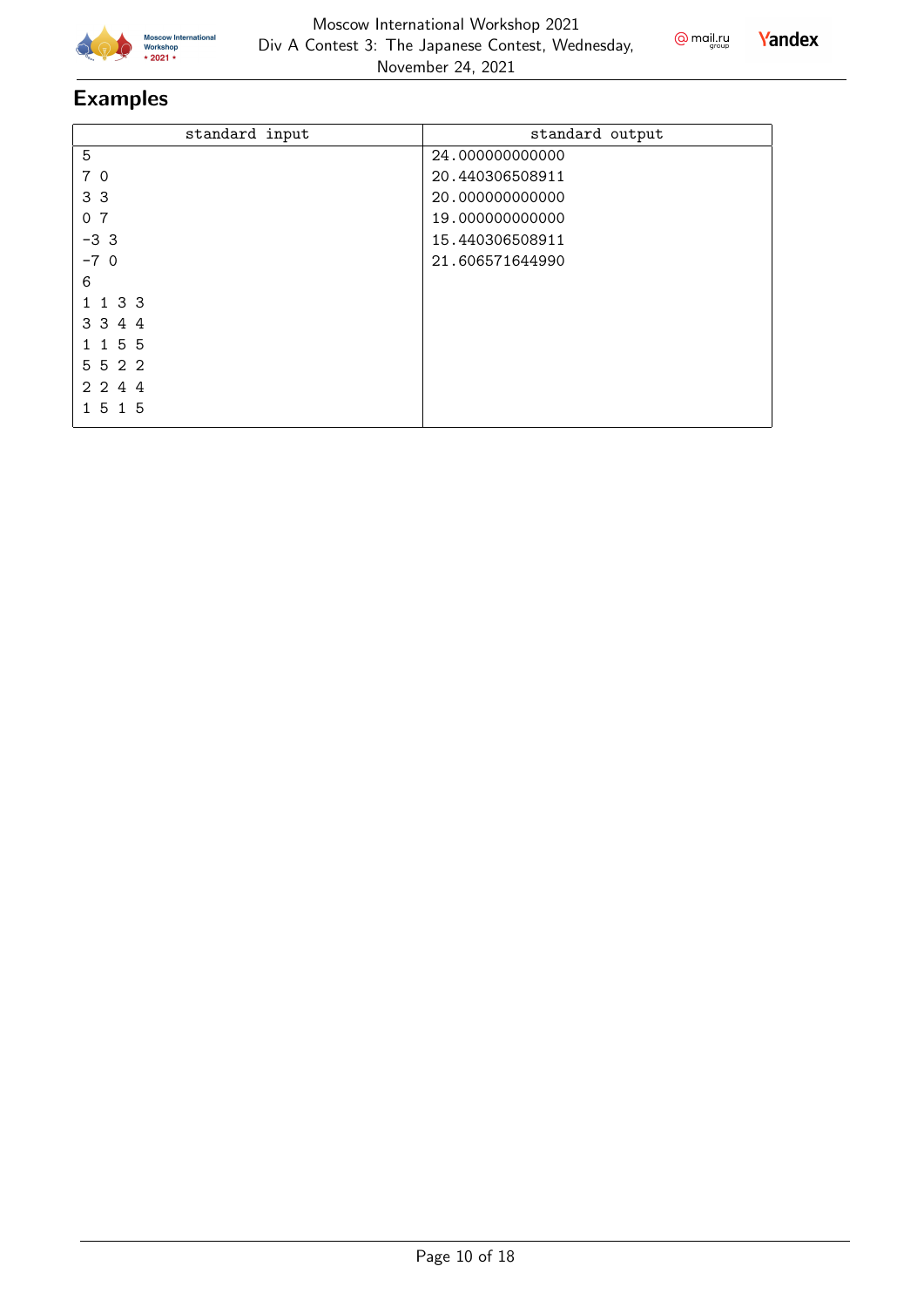## Examples

| standard input | standard output |
|---|---|
| 5<br>7 0<br>3 3<br>0 7<br>-3 3<br>-7 0<br>6<br>1 1 3 3<br>3 3 4 4<br>1 1 5 5<br>5 5 2 2<br>2 2 4 4<br>1 5 1 5 | 24.000000000000<br>20.440306508911<br>20.000000000000<br>19.000000000000<br>15.440306508911<br>21.606571644990 |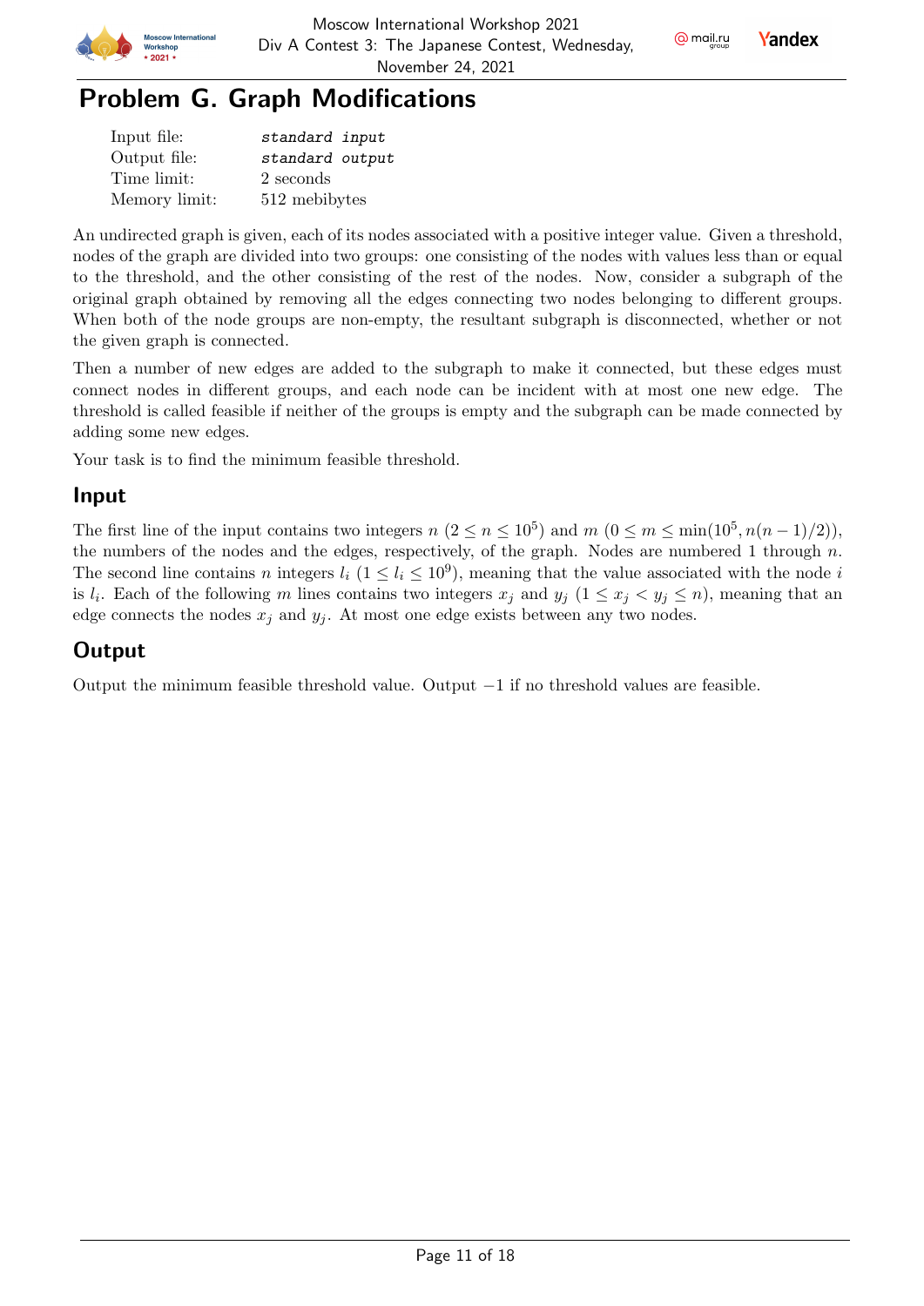# Problem G. Graph Modifications

| | |
|---|---|
| Input file: | *standard input* |
| Output file: | *standard output* |
| Time limit: | 2 seconds |
| Memory limit: | 512 mebibytes |

An undirected graph is given, each of its nodes associated with a positive integer value. Given a threshold, nodes of the graph are divided into two groups: one consisting of the nodes with values less than or equal to the threshold, and the other consisting of the rest of the nodes. Now, consider a subgraph of the original graph obtained by removing all the edges connecting two nodes belonging to different groups. When both of the node groups are non-empty, the resultant subgraph is disconnected, whether or not the given graph is connected.

Then a number of new edges are added to the subgraph to make it connected, but these edges must connect nodes in different groups, and each node can be incident with at most one new edge. The threshold is called feasible if neither of the groups is empty and the subgraph can be made connected by adding some new edges.

Your task is to find the minimum feasible threshold.

## Input

The first line of the input contains two integers $n$ ($2 \le n \le 10^5$) and $m$ ($0 \le m \le \min(10^5, n(n-1)/2)$), the numbers of the nodes and the edges, respectively, of the graph. Nodes are numbered 1 through $n$. The second line contains $n$ integers $l_i$ ($1 \le l_i \le 10^9$), meaning that the value associated with the node $i$ is $l_i$. Each of the following $m$ lines contains two integers $x_j$ and $y_j$ ($1 \le x_j < y_j \le n$), meaning that an edge connects the nodes $x_j$ and $y_j$. At most one edge exists between any two nodes.

## Output

Output the minimum feasible threshold value. Output $-1$ if no threshold values are feasible.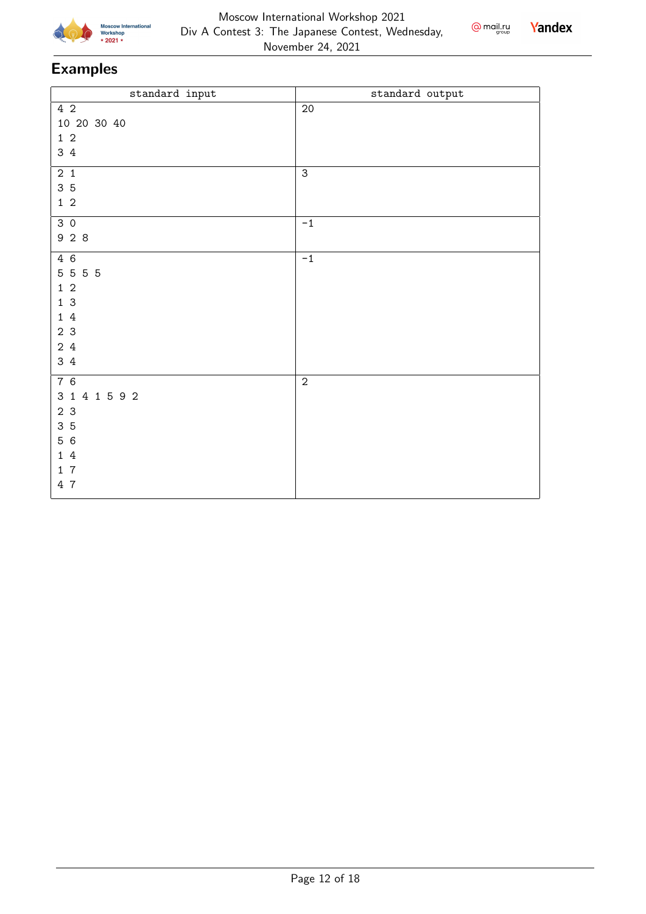## Examples

| standard input | standard output |
|---|---|
| 4 2<br>10 20 30 40<br>1 2<br>3 4 | 20 |
| 2 1<br>3 5<br>1 2 | 3 |
| 3 0<br>9 2 8 | -1 |
| 4 6<br>5 5 5 5<br>1 2<br>1 3<br>1 4<br>2 3<br>2 4<br>3 4 | -1 |
| 7 6<br>3 1 4 1 5 9 2<br>2 3<br>3 5<br>5 6<br>1 4<br>1 7<br>4 7 | 2 |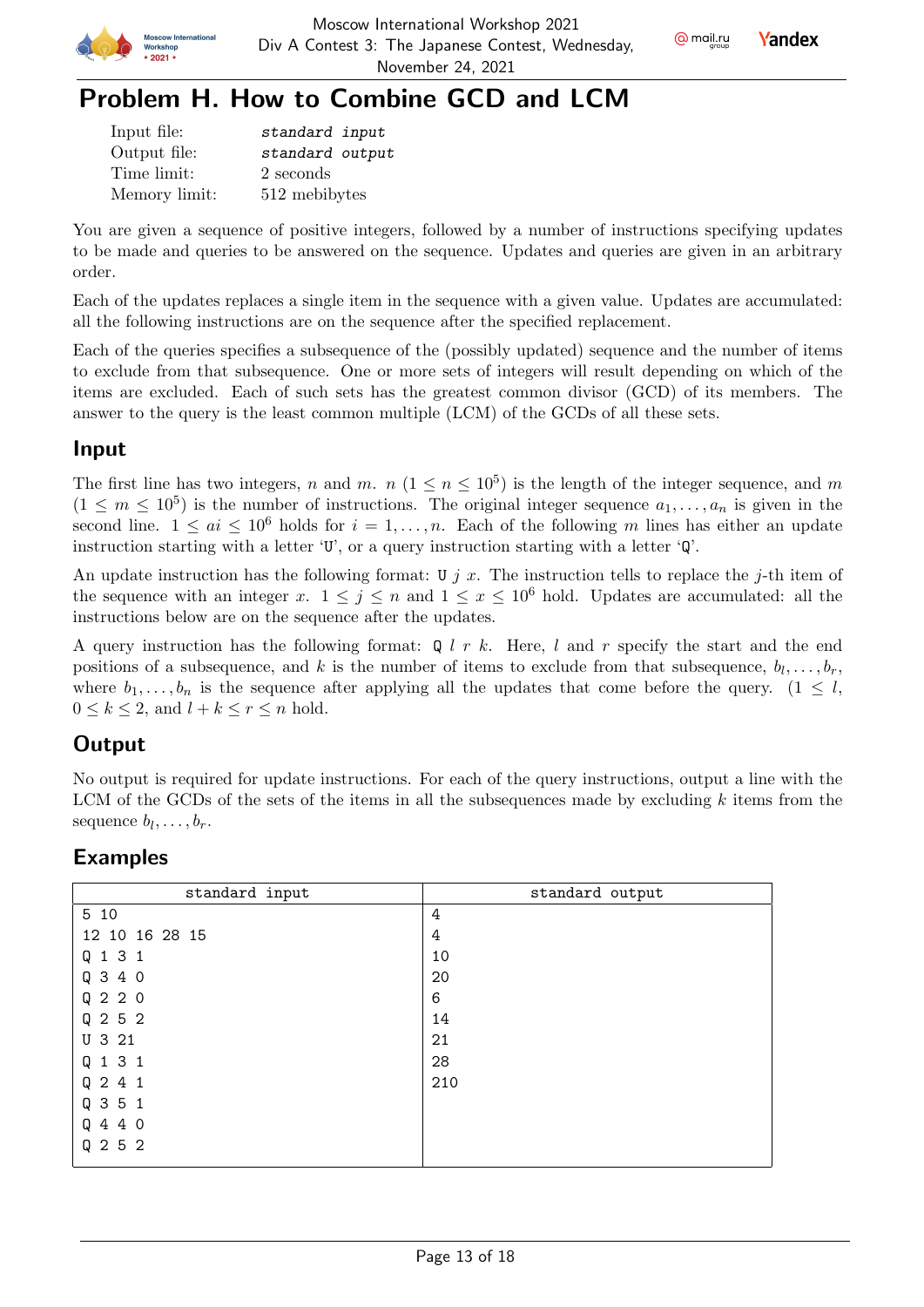# Problem H. How to Combine GCD and LCM

| | |
|---|---|
| Input file: | *standard input* |
| Output file: | *standard output* |
| Time limit: | 2 seconds |
| Memory limit: | 512 mebibytes |

You are given a sequence of positive integers, followed by a number of instructions specifying updates to be made and queries to be answered on the sequence. Updates and queries are given in an arbitrary order.

Each of the updates replaces a single item in the sequence with a given value. Updates are accumulated: all the following instructions are on the sequence after the specified replacement.

Each of the queries specifies a subsequence of the (possibly updated) sequence and the number of items to exclude from that subsequence. One or more sets of integers will result depending on which of the items are excluded. Each of such sets has the greatest common divisor (GCD) of its members. The answer to the query is the least common multiple (LCM) of the GCDs of all these sets.

## Input

The first line has two integers, $n$ and $m$. $n$ ($1 \le n \le 10^5$) is the length of the integer sequence, and $m$ ($1 \le m \le 10^5$) is the number of instructions. The original integer sequence $a_1, \ldots, a_n$ is given in the second line. $1 \le ai \le 10^6$ holds for $i = 1, \ldots, n$. Each of the following $m$ lines has either an update instruction starting with a letter 'U', or a query instruction starting with a letter 'Q'.

An update instruction has the following format: U $j$ $x$. The instruction tells to replace the $j$-th item of the sequence with an integer $x$. $1 \le j \le n$ and $1 \le x \le 10^6$ hold. Updates are accumulated: all the instructions below are on the sequence after the updates.

A query instruction has the following format: Q $l$ $r$ $k$. Here, $l$ and $r$ specify the start and the end positions of a subsequence, and $k$ is the number of items to exclude from that subsequence, $b_l, \ldots, b_r$, where $b_1, \ldots, b_n$ is the sequence after applying all the updates that come before the query. ($1 \le l$, $0 \le k \le 2$, and $l + k \le r \le n$ hold.

## Output

No output is required for update instructions. For each of the query instructions, output a line with the LCM of the GCDs of the sets of the items in all the subsequences made by excluding $k$ items from the sequence $b_l, \ldots, b_r$.

## Examples

| standard input | standard output |
|---|---|
| 5 10<br>12 10 16 28 15<br>Q 1 3 1<br>Q 3 4 0<br>Q 2 2 0<br>Q 2 5 2<br>U 3 21<br>Q 1 3 1<br>Q 2 4 1<br>Q 3 5 1<br>Q 4 4 0<br>Q 2 5 2 | 4<br>4<br>10<br>20<br>6<br>14<br>21<br>28<br>210 |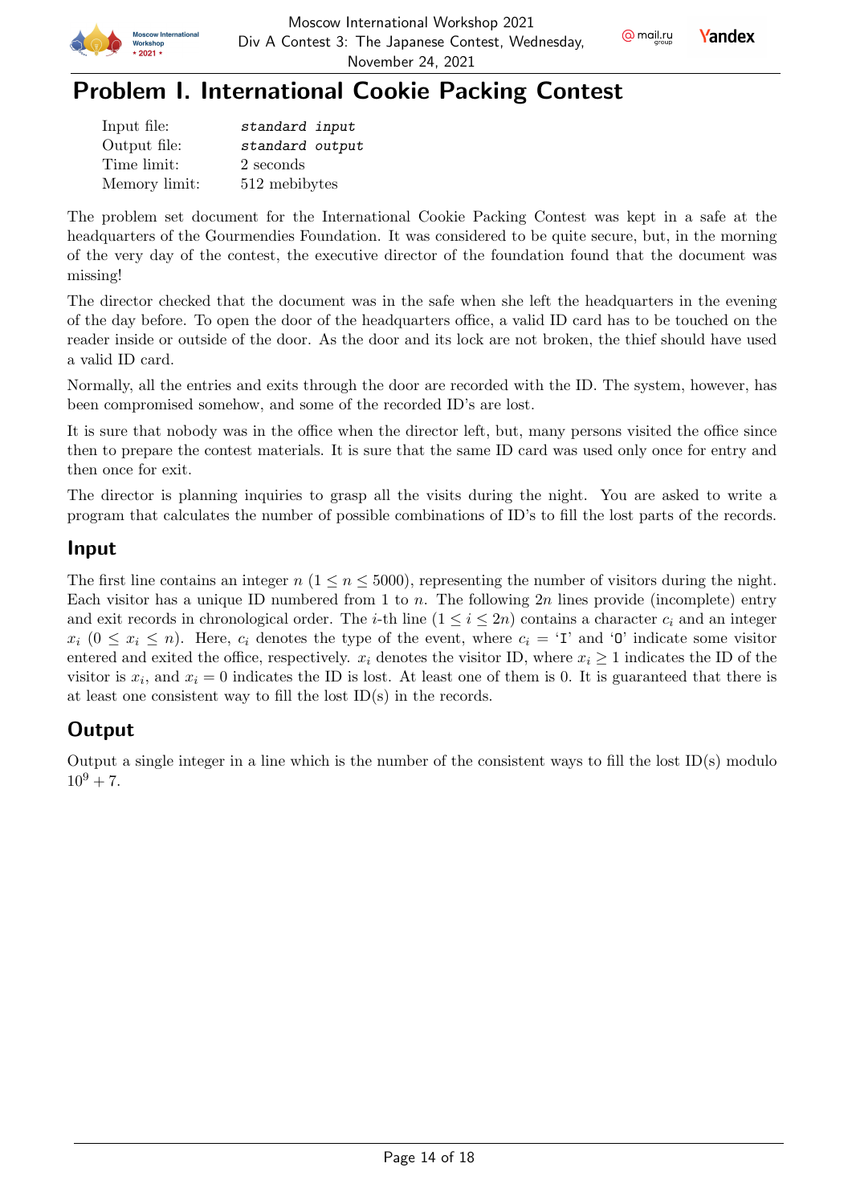# Problem I. International Cookie Packing Contest

| | |
|---|---|
| Input file: | *standard input* |
| Output file: | *standard output* |
| Time limit: | 2 seconds |
| Memory limit: | 512 mebibytes |

The problem set document for the International Cookie Packing Contest was kept in a safe at the headquarters of the Gourmendies Foundation. It was considered to be quite secure, but, in the morning of the very day of the contest, the executive director of the foundation found that the document was missing!

The director checked that the document was in the safe when she left the headquarters in the evening of the day before. To open the door of the headquarters office, a valid ID card has to be touched on the reader inside or outside of the door. As the door and its lock are not broken, the thief should have used a valid ID card.

Normally, all the entries and exits through the door are recorded with the ID. The system, however, has been compromised somehow, and some of the recorded ID's are lost.

It is sure that nobody was in the office when the director left, but, many persons visited the office since then to prepare the contest materials. It is sure that the same ID card was used only once for entry and then once for exit.

The director is planning inquiries to grasp all the visits during the night. You are asked to write a program that calculates the number of possible combinations of ID's to fill the lost parts of the records.

## Input

The first line contains an integer $n$ ($1 \le n \le 5000$), representing the number of visitors during the night. Each visitor has a unique ID numbered from 1 to $n$. The following $2n$ lines provide (incomplete) entry and exit records in chronological order. The $i$-th line ($1 \le i \le 2n$) contains a character $c_i$ and an integer $x_i$ ($0 \le x_i \le n$). Here, $c_i$ denotes the type of the event, where $c_i$ = 'I' and 'O' indicate some visitor entered and exited the office, respectively. $x_i$ denotes the visitor ID, where $x_i \ge 1$ indicates the ID of the visitor is $x_i$, and $x_i = 0$ indicates the ID is lost. At least one of them is 0. It is guaranteed that there is at least one consistent way to fill the lost ID(s) in the records.

## Output

Output a single integer in a line which is the number of the consistent ways to fill the lost ID(s) modulo $10^9 + 7$.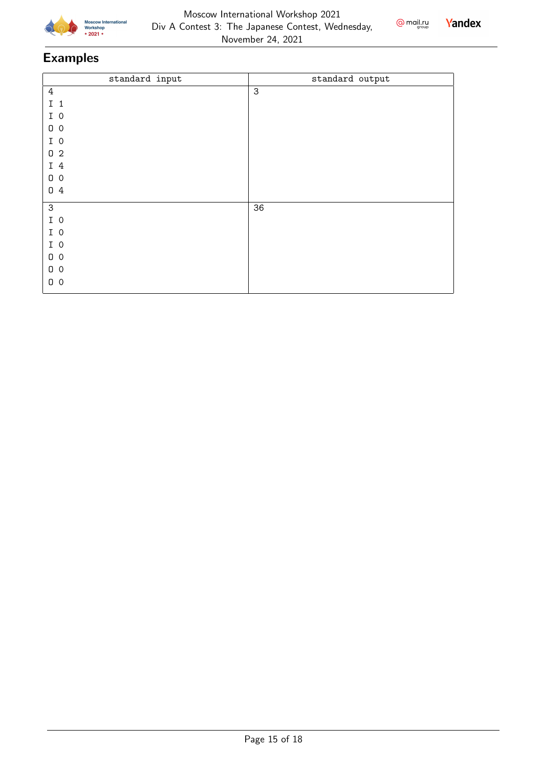## Examples

| standard input | standard output |
|---|---|
| 4<br>I 1<br>I 0<br>O 0<br>I 0<br>O 2<br>I 4<br>O 0<br>O 4 | 3 |
| 3<br>I 0<br>I 0<br>I 0<br>O 0<br>O 0<br>O 0 | 36 |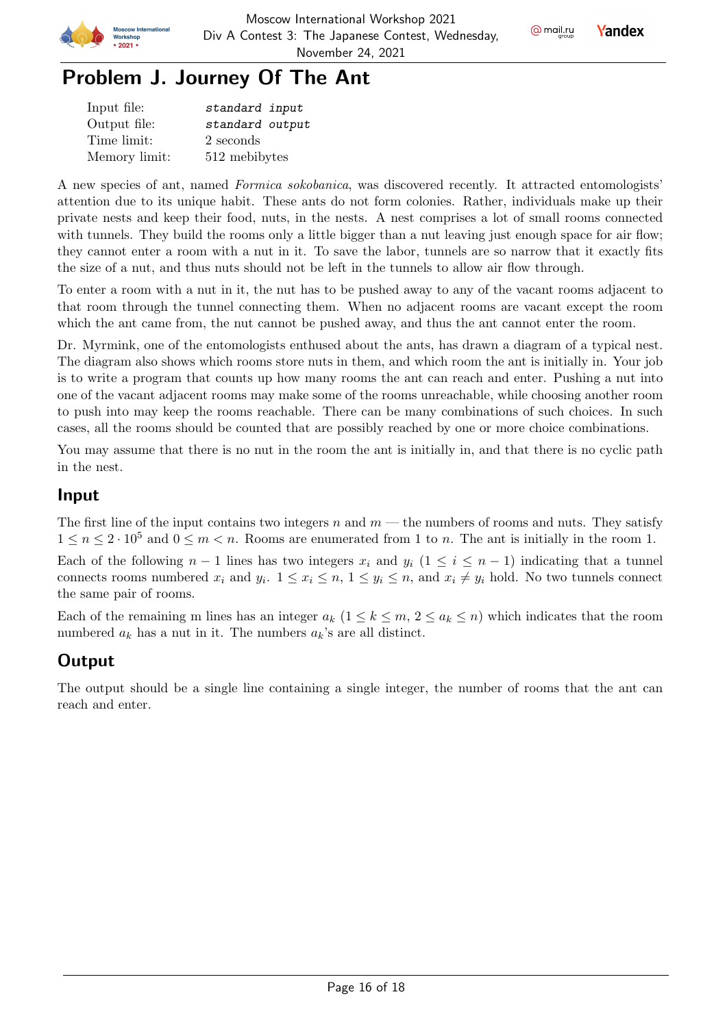# Problem J. Journey Of The Ant

| | |
|---|---|
| Input file: | *standard input* |
| Output file: | *standard output* |
| Time limit: | 2 seconds |
| Memory limit: | 512 mebibytes |

A new species of ant, named *Formica sokobanica*, was discovered recently. It attracted entomologists' attention due to its unique habit. These ants do not form colonies. Rather, individuals make up their private nests and keep their food, nuts, in the nests. A nest comprises a lot of small rooms connected with tunnels. They build the rooms only a little bigger than a nut leaving just enough space for air flow; they cannot enter a room with a nut in it. To save the labor, tunnels are so narrow that it exactly fits the size of a nut, and thus nuts should not be left in the tunnels to allow air flow through.

To enter a room with a nut in it, the nut has to be pushed away to any of the vacant rooms adjacent to that room through the tunnel connecting them. When no adjacent rooms are vacant except the room which the ant came from, the nut cannot be pushed away, and thus the ant cannot enter the room.

Dr. Myrmink, one of the entomologists enthused about the ants, has drawn a diagram of a typical nest. The diagram also shows which rooms store nuts in them, and which room the ant is initially in. Your job is to write a program that counts up how many rooms the ant can reach and enter. Pushing a nut into one of the vacant adjacent rooms may make some of the rooms unreachable, while choosing another room to push into may keep the rooms reachable. There can be many combinations of such choices. In such cases, all the rooms should be counted that are possibly reached by one or more choice combinations.

You may assume that there is no nut in the room the ant is initially in, and that there is no cyclic path in the nest.

## Input

The first line of the input contains two integers $n$ and $m$ — the numbers of rooms and nuts. They satisfy $1 \le n \le 2 \cdot 10^5$ and $0 \le m < n$. Rooms are enumerated from 1 to $n$. The ant is initially in the room 1.

Each of the following $n - 1$ lines has two integers $x_i$ and $y_i$ ($1 \le i \le n - 1$) indicating that a tunnel connects rooms numbered $x_i$ and $y_i$. $1 \le x_i \le n$, $1 \le y_i \le n$, and $x_i \ne y_i$ hold. No two tunnels connect the same pair of rooms.

Each of the remaining m lines has an integer $a_k$ ($1 \le k \le m$, $2 \le a_k \le n$) which indicates that the room numbered $a_k$ has a nut in it. The numbers $a_k$'s are all distinct.

## Output

The output should be a single line containing a single integer, the number of rooms that the ant can reach and enter.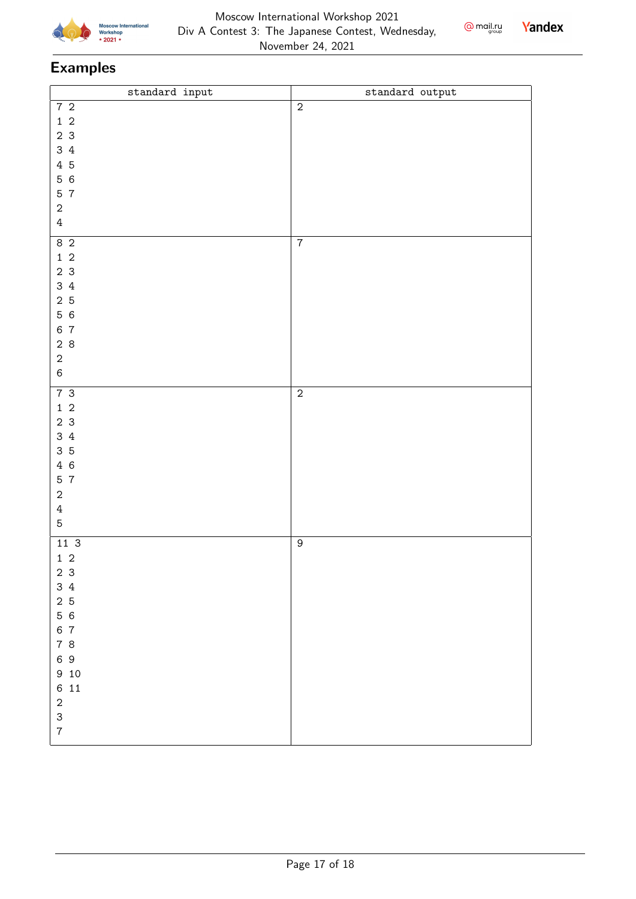## Examples

| standard input | standard output |
|---|---|
| 7 2<br>1 2<br>2 3<br>3 4<br>4 5<br>5 6<br>5 7<br>2<br>4 | 2 |
| 8 2<br>1 2<br>2 3<br>3 4<br>2 5<br>5 6<br>6 7<br>2 8<br>2<br>6 | 7 |
| 7 3<br>1 2<br>2 3<br>3 4<br>3 5<br>4 6<br>5 7<br>2<br>4<br>5 | 2 |
| 11 3<br>1 2<br>2 3<br>3 4<br>2 5<br>5 6<br>6 7<br>7 8<br>6 9<br>9 10<br>6 11<br>2<br>3<br>7 | 9 |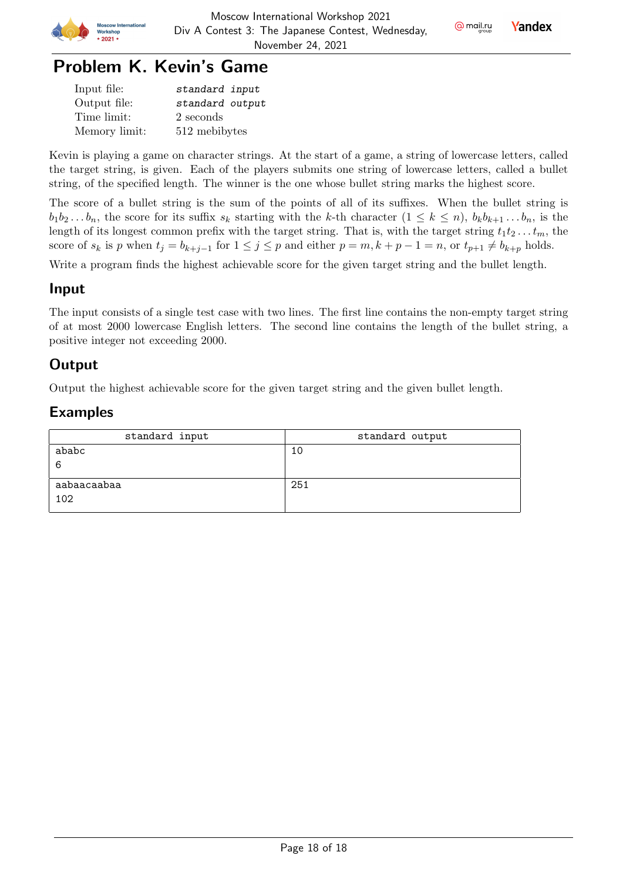# Problem K. Kevin's Game

| | |
|---|---|
| Input file: | *standard input* |
| Output file: | *standard output* |
| Time limit: | 2 seconds |
| Memory limit: | 512 mebibytes |

Kevin is playing a game on character strings. At the start of a game, a string of lowercase letters, called the target string, is given. Each of the players submits one string of lowercase letters, called a bullet string, of the specified length. The winner is the one whose bullet string marks the highest score.

The score of a bullet string is the sum of the points of all of its suffixes. When the bullet string is $b_1 b_2 \ldots b_n$, the score for its suffix $s_k$ starting with the $k$-th character ($1 \le k \le n$), $b_k b_{k+1} \ldots b_n$, is the length of its longest common prefix with the target string. That is, with the target string $t_1 t_2 \ldots t_m$, the score of $s_k$ is $p$ when $t_j = b_{k+j-1}$ for $1 \le j \le p$ and either $p = m, k + p - 1 = n$, or $t_{p+1} \ne b_{k+p}$ holds.

Write a program finds the highest achievable score for the given target string and the bullet length.

## Input

The input consists of a single test case with two lines. The first line contains the non-empty target string of at most 2000 lowercase English letters. The second line contains the length of the bullet string, a positive integer not exceeding 2000.

## Output

Output the highest achievable score for the given target string and the given bullet length.

## Examples

| standard input | standard output |
|---|---|
| ababc<br>6 | 10 |
| aabaacaabaa<br>102 | 251 |